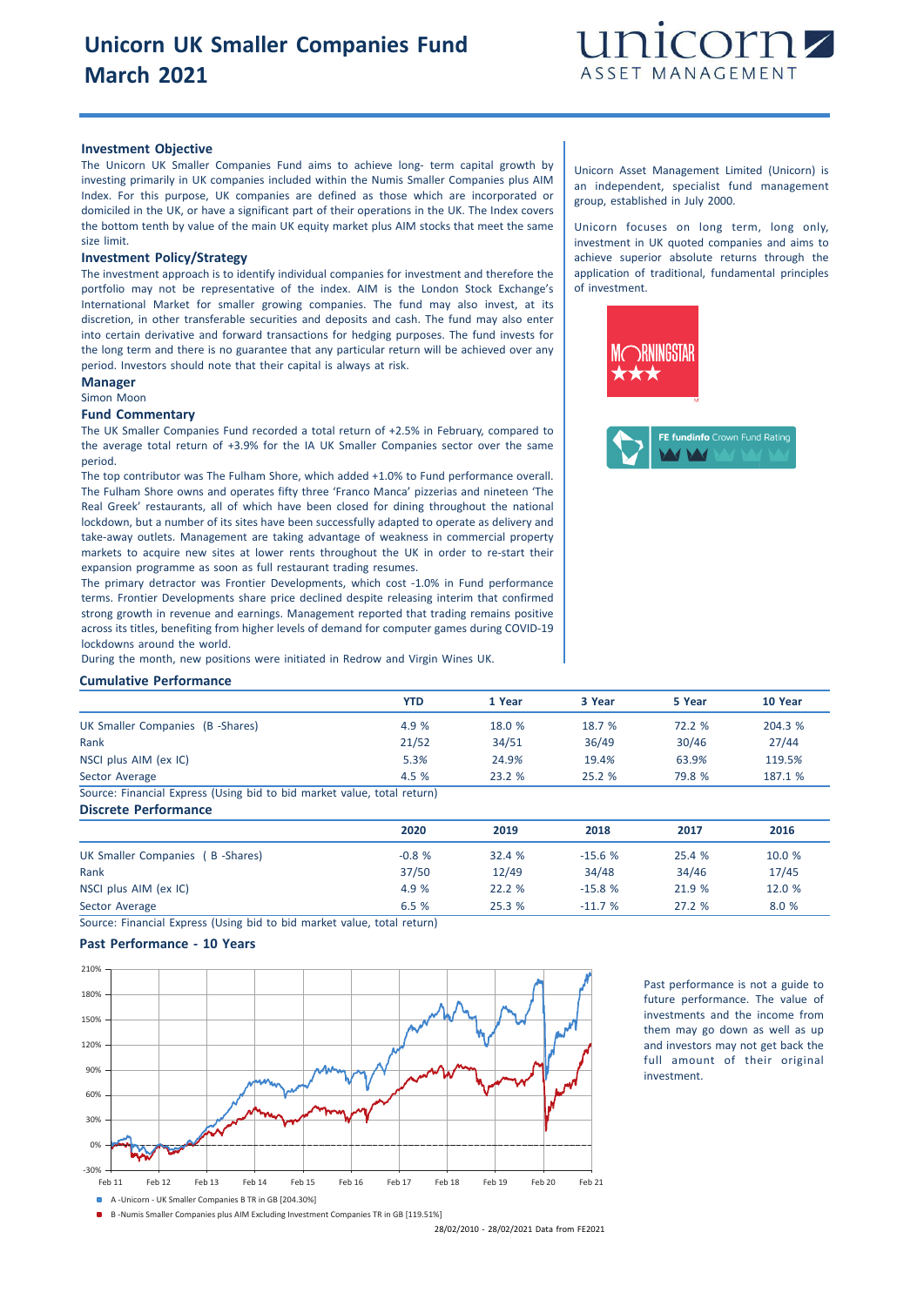# Unicorn UK Smaller Companies Fund
# March 2021

unicorn ASSET MANAGEMENT

### Investment Objective

The Unicorn UK Smaller Companies Fund aims to achieve long- term capital growth by investing primarily in UK companies included within the Numis Smaller Companies plus AIM Index. For this purpose, UK companies are defined as those which are incorporated or domiciled in the UK, or have a significant part of their operations in the UK. The Index covers the bottom tenth by value of the main UK equity market plus AIM stocks that meet the same size limit.

### Investment Policy/Strategy

The investment approach is to identify individual companies for investment and therefore the portfolio may not be representative of the index. AIM is the London Stock Exchange's International Market for smaller growing companies. The fund may also invest, at its discretion, in other transferable securities and deposits and cash. The fund may also enter into certain derivative and forward transactions for hedging purposes. The fund invests for the long term and there is no guarantee that any particular return will be achieved over any period. Investors should note that their capital is always at risk.

### Manager

Simon Moon

### Fund Commentary

The UK Smaller Companies Fund recorded a total return of +2.5% in February, compared to the average total return of +3.9% for the IA UK Smaller Companies sector over the same period.

The top contributor was The Fulham Shore, which added +1.0% to Fund performance overall. The Fulham Shore owns and operates fifty three 'Franco Manca' pizzerias and nineteen 'The Real Greek' restaurants, all of which have been closed for dining throughout the national lockdown, but a number of its sites have been successfully adapted to operate as delivery and take-away outlets. Management are taking advantage of weakness in commercial property markets to acquire new sites at lower rents throughout the UK in order to re-start their expansion programme as soon as full restaurant trading resumes.

The primary detractor was Frontier Developments, which cost -1.0% in Fund performance terms. Frontier Developments share price declined despite releasing interim that confirmed strong growth in revenue and earnings. Management reported that trading remains positive across its titles, benefiting from higher levels of demand for computer games during COVID-19 lockdowns around the world.

During the month, new positions were initiated in Redrow and Virgin Wines UK.

Unicorn Asset Management Limited (Unicorn) is an independent, specialist fund management group, established in July 2000.

Unicorn focuses on long term, long only, investment in UK quoted companies and aims to achieve superior absolute returns through the application of traditional, fundamental principles of investment.

MORNINGSTAR ★★★

FE fundinfo Crown Fund Rating

### Cumulative Performance

| | YTD | 1 Year | 3 Year | 5 Year | 10 Year |
|---|---|---|---|---|---|
| UK Smaller Companies (B -Shares) | 4.9 % | 18.0 % | 18.7 % | 72.2 % | 204.3 % |
| Rank | 21/52 | 34/51 | 36/49 | 30/46 | 27/44 |
| NSCI plus AIM (ex IC) | 5.3% | 24.9% | 19.4% | 63.9% | 119.5% |
| Sector Average | 4.5 % | 23.2 % | 25.2 % | 79.8 % | 187.1 % |

Source: Financial Express (Using bid to bid market value, total return)

### Discrete Performance

| | 2020 | 2019 | 2018 | 2017 | 2016 |
|---|---|---|---|---|---|
| UK Smaller Companies ( B -Shares) | -0.8 % | 32.4 % | -15.6 % | 25.4 % | 10.0 % |
| Rank | 37/50 | 12/49 | 34/48 | 34/46 | 17/45 |
| NSCI plus AIM (ex IC) | 4.9 % | 22.2 % | -15.8 % | 21.9 % | 12.0 % |
| Sector Average | 6.5 % | 25.3 % | -11.7 % | 27.2 % | 8.0 % |

Source: Financial Express (Using bid to bid market value, total return)

### Past Performance - 10 Years

A -Unicorn - UK Smaller Companies B TR in GB [204.30%]

B -Numis Smaller Companies plus AIM Excluding Investment Companies TR in GB [119.51%]

28/02/2010 - 28/02/2021 Data from FE2021

Past performance is not a guide to future performance. The value of investments and the income from them may go down as well as up and investors may not get back the full amount of their original investment.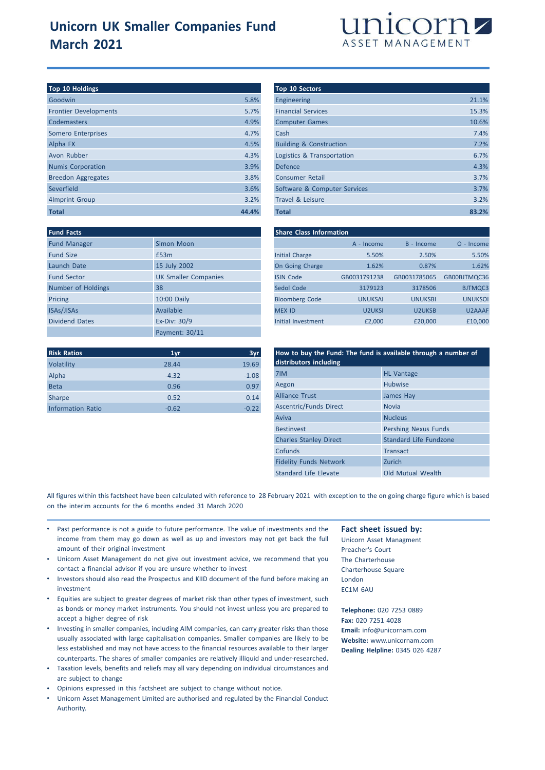# Unicorn UK Smaller Companies Fund
# March 2021

unicorn ASSET MANAGEMENT

| Top 10 Holdings | |
|---|---|
| Goodwin | 5.8% |
| Frontier Developments | 5.7% |
| Codemasters | 4.9% |
| Somero Enterprises | 4.7% |
| Alpha FX | 4.5% |
| Avon Rubber | 4.3% |
| Numis Corporation | 3.9% |
| Breedon Aggregates | 3.8% |
| Severfield | 3.6% |
| 4Imprint Group | 3.2% |
| **Total** | **44.4%** |

| Top 10 Sectors | |
|---|---|
| Engineering | 21.1% |
| Financial Services | 15.3% |
| Computer Games | 10.6% |
| Cash | 7.4% |
| Building & Construction | 7.2% |
| Logistics & Transportation | 6.7% |
| Defence | 4.3% |
| Consumer Retail | 3.7% |
| Software & Computer Services | 3.7% |
| Travel & Leisure | 3.2% |
| **Total** | **83.2%** |

| Fund Facts | |
|---|---|
| Fund Manager | Simon Moon |
| Fund Size | £53m |
| Launch Date | 15 July 2002 |
| Fund Sector | UK Smaller Companies |
| Number of Holdings | 38 |
| Pricing | 10:00 Daily |
| ISAs/JISAs | Available |
| Dividend Dates | Ex-Div: 30/9 |
| | Payment: 30/11 |

| Share Class Information | A - Income | B - Income | O - Income |
|---|---|---|---|
| Initial Charge | 5.50% | 2.50% | 5.50% |
| On Going Charge | 1.62% | 0.87% | 1.62% |
| ISIN Code | GB0031791238 | GB0031785065 | GB00BJTMQC36 |
| Sedol Code | 3179123 | 3178506 | BJTMQC3 |
| Bloomberg Code | UNUKSAI | UNUKSBI | UNUKSOI |
| MEX ID | U2UKSI | U2UKSB | U2AAAF |
| Initial Investment | £2,000 | £20,000 | £10,000 |

| Risk Ratios | 1yr | 3yr |
|---|---|---|
| Volatility | 28.44 | 19.69 |
| Alpha | -4.32 | -1.08 |
| Beta | 0.96 | 0.97 |
| Sharpe | 0.52 | 0.14 |
| Information Ratio | -0.62 | -0.22 |

| How to buy the Fund: The fund is available through a number of distributors including | |
|---|---|
| 7IM | HL Vantage |
| Aegon | Hubwise |
| Alliance Trust | James Hay |
| Ascentric/Funds Direct | Novia |
| Aviva | Nucleus |
| Bestinvest | Pershing Nexus Funds |
| Charles Stanley Direct | Standard Life Fundzone |
| Cofunds | Transact |
| Fidelity Funds Network | Zurich |
| Standard Life Elevate | Old Mutual Wealth |

All figures within this factsheet have been calculated with reference to 28 February 2021 with exception to the on going charge figure which is based on the interim accounts for the 6 months ended 31 March 2020

- Past performance is not a guide to future performance. The value of investments and the income from them may go down as well as up and investors may not get back the full amount of their original investment
- Unicorn Asset Management do not give out investment advice, we recommend that you contact a financial advisor if you are unsure whether to invest
- Investors should also read the Prospectus and KIID document of the fund before making an investment
- Equities are subject to greater degrees of market risk than other types of investment, such as bonds or money market instruments. You should not invest unless you are prepared to accept a higher degree of risk
- Investing in smaller companies, including AIM companies, can carry greater risks than those usually associated with large capitalisation companies. Smaller companies are likely to be less established and may not have access to the financial resources available to their larger counterparts. The shares of smaller companies are relatively illiquid and under-researched.
- Taxation levels, benefits and reliefs may all vary depending on individual circumstances and are subject to change
- Opinions expressed in this factsheet are subject to change without notice.
- Unicorn Asset Management Limited are authorised and regulated by the Financial Conduct Authority.

### Fact sheet issued by:

Unicorn Asset Managment
Preacher's Court
The Charterhouse
Charterhouse Square
London
EC1M 6AU

**Telephone:** 020 7253 0889
**Fax:** 020 7251 4028
**Email:** info@unicornam.com
**Website:** www.unicornam.com
**Dealing Helpline:** 0345 026 4287